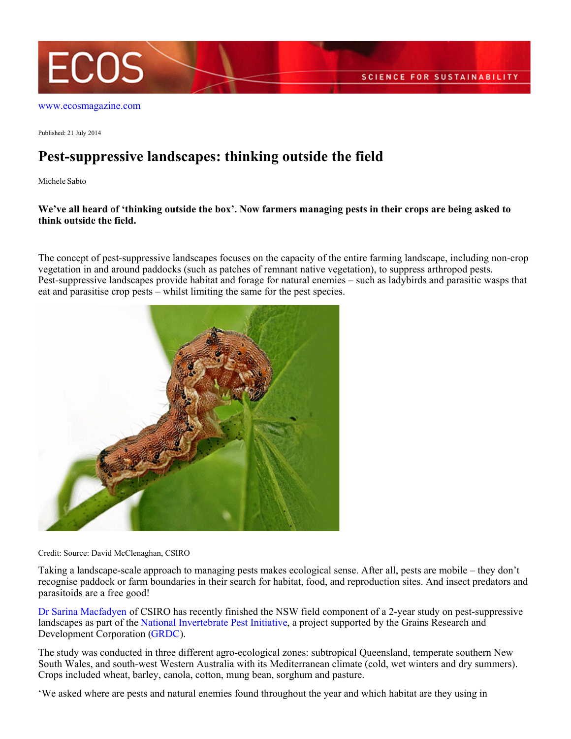www.ecosmagazine.com

Published: 21 July 2014

# Pest-suppressive landscapes: thinking outside the field

Michele Sabto

**We've all heard of 'thinking outside the box'. Now farmers managing pests in their crops are being asked to think outside the field.**

The concept of pest-suppressive landscapes focuses on the capacity of the entire farming landscape, including non-crop vegetation in and around paddocks (such as patches of remnant native vegetation), to suppress arthropod pests. Pest-suppressive landscapes provide habitat and forage for natural enemies – such as ladybirds and parasitic wasps that eat and parasitise crop pests – whilst limiting the same for the pest species.

Credit: Source: David McClenaghan, CSIRO

Taking a landscape-scale approach to managing pests makes ecological sense. After all, pests are mobile – they don't recognise paddock or farm boundaries in their search for habitat, food, and reproduction sites. And insect predators and parasitoids are a free good!

Dr Sarina Macfadyen of CSIRO has recently finished the NSW field component of a 2-year study on pest-suppressive landscapes as part of the National Invertebrate Pest Initiative, a project supported by the Grains Research and Development Corporation (GRDC).

The study was conducted in three different agro-ecological zones: subtropical Queensland, temperate southern New South Wales, and south-west Western Australia with its Mediterranean climate (cold, wet winters and dry summers). Crops included wheat, barley, canola, cotton, mung bean, sorghum and pasture.

'We asked where are pests and natural enemies found throughout the year and which habitat are they using in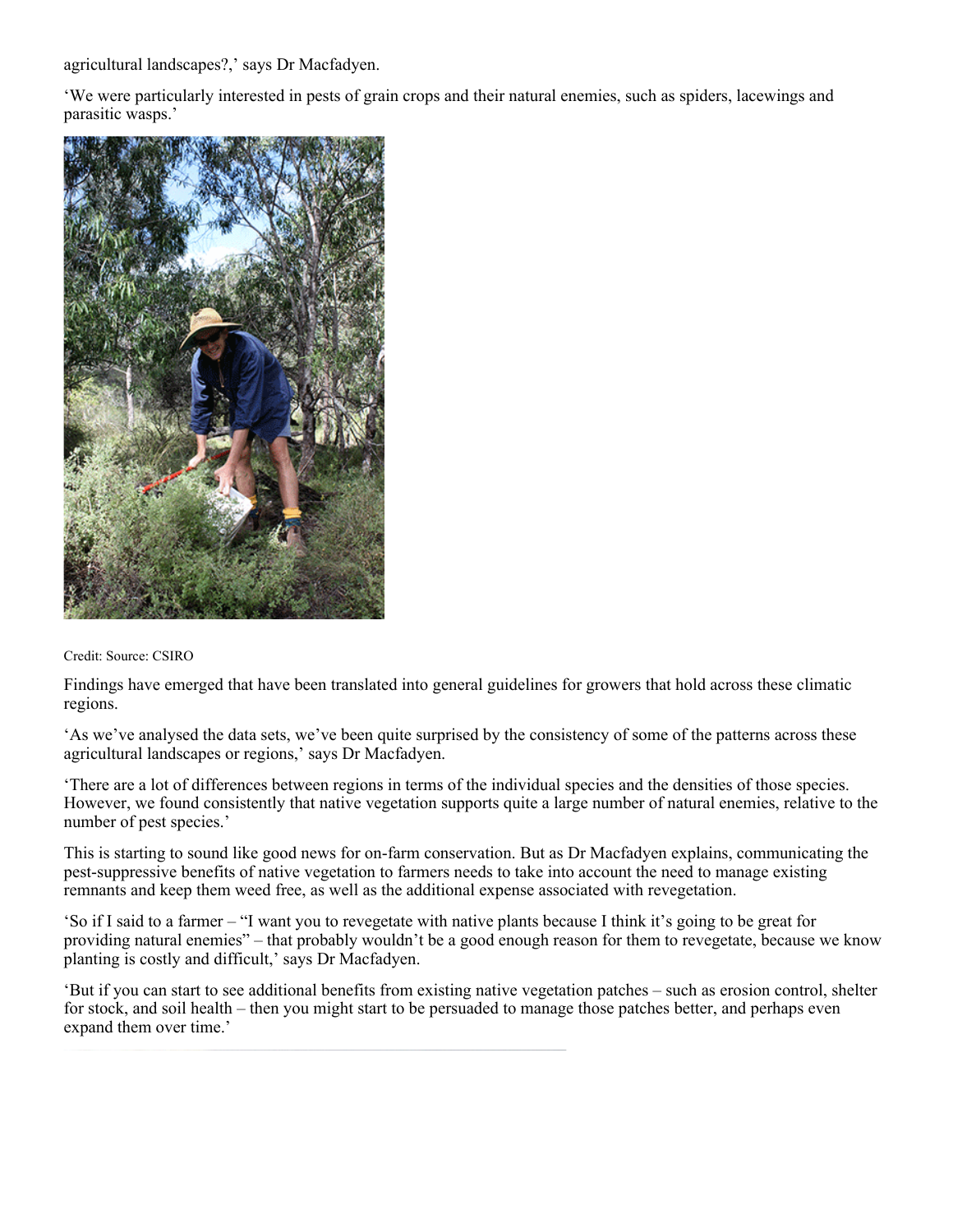agricultural landscapes?,' says Dr Macfadyen.

'We were particularly interested in pests of grain crops and their natural enemies, such as spiders, lacewings and parasitic wasps.'

Credit: Source: CSIRO

Findings have emerged that have been translated into general guidelines for growers that hold across these climatic regions.

'As we've analysed the data sets, we've been quite surprised by the consistency of some of the patterns across these agricultural landscapes or regions,' says Dr Macfadyen.

'There are a lot of differences between regions in terms of the individual species and the densities of those species. However, we found consistently that native vegetation supports quite a large number of natural enemies, relative to the number of pest species.'

This is starting to sound like good news for on-farm conservation. But as Dr Macfadyen explains, communicating the pest-suppressive benefits of native vegetation to farmers needs to take into account the need to manage existing remnants and keep them weed free, as well as the additional expense associated with revegetation.

'So if I said to a farmer – "I want you to revegetate with native plants because I think it's going to be great for providing natural enemies" – that probably wouldn't be a good enough reason for them to revegetate, because we know planting is costly and difficult,' says Dr Macfadyen.

'But if you can start to see additional benefits from existing native vegetation patches – such as erosion control, shelter for stock, and soil health – then you might start to be persuaded to manage those patches better, and perhaps even expand them over time.'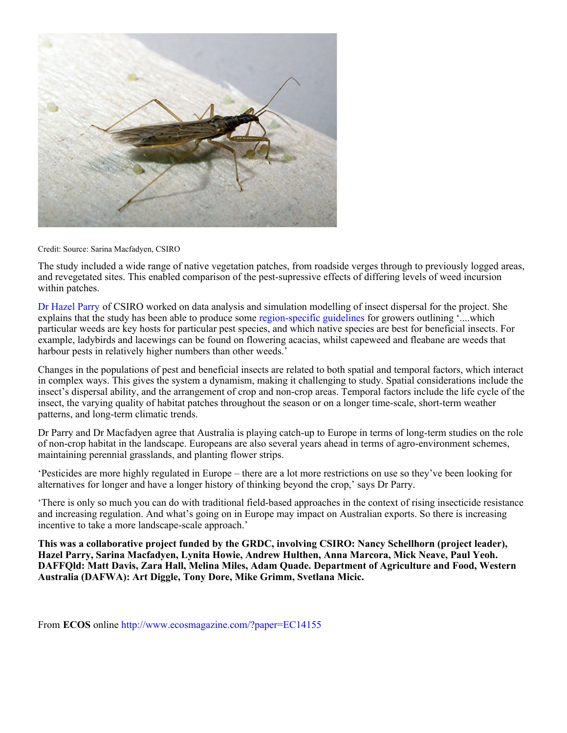Credit: Source: Sarina Macfadyen, CSIRO

The study included a wide range of native vegetation patches, from roadside verges through to previously logged areas, and revegetated sites. This enabled comparison of the pest-supressive effects of differing levels of weed incursion within patches.

Dr Hazel Parry of CSIRO worked on data analysis and simulation modelling of insect dispersal for the project. She explains that the study has been able to produce some region-specific guidelines for growers outlining '....which particular weeds are key hosts for particular pest species, and which native species are best for beneficial insects. For example, ladybirds and lacewings can be found on flowering acacias, whilst capeweed and fleabane are weeds that harbour pests in relatively higher numbers than other weeds.'

Changes in the populations of pest and beneficial insects are related to both spatial and temporal factors, which interact in complex ways. This gives the system a dynamism, making it challenging to study. Spatial considerations include the insect's dispersal ability, and the arrangement of crop and non-crop areas. Temporal factors include the life cycle of the insect, the varying quality of habitat patches throughout the season or on a longer time-scale, short-term weather patterns, and long-term climatic trends.

Dr Parry and Dr Macfadyen agree that Australia is playing catch-up to Europe in terms of long-term studies on the role of non-crop habitat in the landscape. Europeans are also several years ahead in terms of agro-environment schemes, maintaining perennial grasslands, and planting flower strips.

'Pesticides are more highly regulated in Europe – there are a lot more restrictions on use so they've been looking for alternatives for longer and have a longer history of thinking beyond the crop,' says Dr Parry.

'There is only so much you can do with traditional field-based approaches in the context of rising insecticide resistance and increasing regulation. And what's going on in Europe may impact on Australian exports. So there is increasing incentive to take a more landscape-scale approach.'

**This was a collaborative project funded by the GRDC, involving CSIRO: Nancy Schellhorn (project leader), Hazel Parry, Sarina Macfadyen, Lynita Howie, Andrew Hulthen, Anna Marcora, Mick Neave, Paul Yeoh. DAFFQld: Matt Davis, Zara Hall, Melina Miles, Adam Quade. Department of Agriculture and Food, Western Australia (DAFWA): Art Diggle, Tony Dore, Mike Grimm, Svetlana Micic.**

From **ECOS** online http://www.ecosmagazine.com/?paper=EC14155